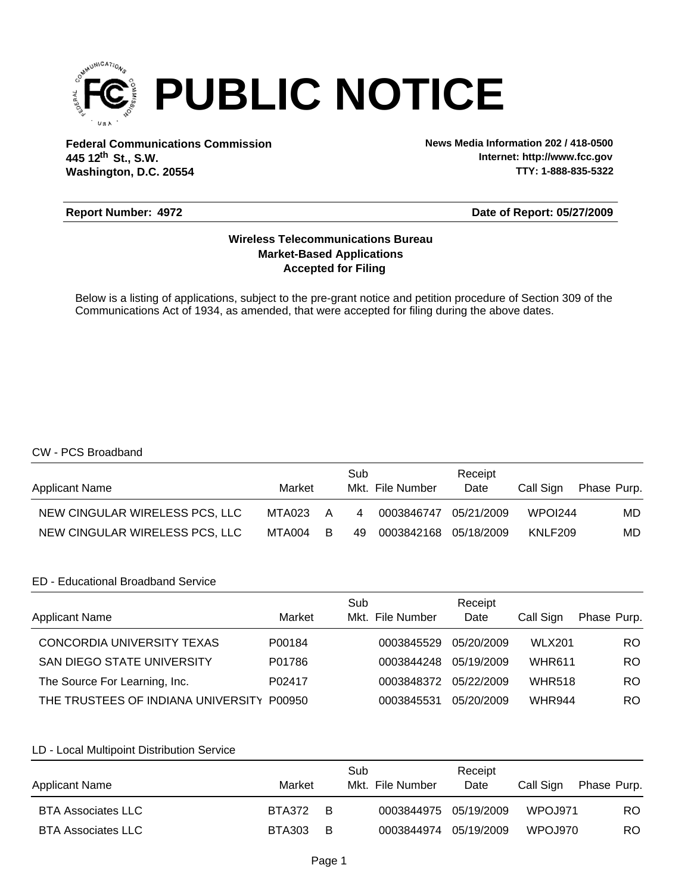# PUBLIC NOTICE

**Federal Communications Commission**
**445 12th St., S.W.**
**Washington, D.C. 20554**

**News Media Information 202 / 418-0500**
**Internet: http://www.fcc.gov**
**TTY: 1-888-835-5322**

**Report Number: 4972** **Date of Report: 05/27/2009**

**Wireless Telecommunications Bureau**
**Market-Based Applications**
**Accepted for Filing**

Below is a listing of applications, subject to the pre-grant notice and petition procedure of Section 309 of the Communications Act of 1934, as amended, that were accepted for filing during the above dates.

CW - PCS Broadband

| Applicant Name | Market | | Sub Mkt. | File Number | Receipt Date | Call Sign | Phase | Purp. |
|---|---|---|---|---|---|---|---|---|
| NEW CINGULAR WIRELESS PCS, LLC | MTA023 | A | 4 | 0003846747 | 05/21/2009 | WPOI244 | | MD |
| NEW CINGULAR WIRELESS PCS, LLC | MTA004 | B | 49 | 0003842168 | 05/18/2009 | KNLF209 | | MD |

ED - Educational Broadband Service

| Applicant Name | Market | | Sub Mkt. | File Number | Receipt Date | Call Sign | Phase | Purp. |
|---|---|---|---|---|---|---|---|---|
| CONCORDIA UNIVERSITY TEXAS | P00184 | | | 0003845529 | 05/20/2009 | WLX201 | | RO |
| SAN DIEGO STATE UNIVERSITY | P01786 | | | 0003844248 | 05/19/2009 | WHR611 | | RO |
| The Source For Learning, Inc. | P02417 | | | 0003848372 | 05/22/2009 | WHR518 | | RO |
| THE TRUSTEES OF INDIANA UNIVERSITY | P00950 | | | 0003845531 | 05/20/2009 | WHR944 | | RO |

LD - Local Multipoint Distribution Service

| Applicant Name | Market | | Sub Mkt. | File Number | Receipt Date | Call Sign | Phase | Purp. |
|---|---|---|---|---|---|---|---|---|
| BTA Associates LLC | BTA372 | B | | 0003844975 | 05/19/2009 | WPOJ971 | | RO |
| BTA Associates LLC | BTA303 | B | | 0003844974 | 05/19/2009 | WPOJ970 | | RO |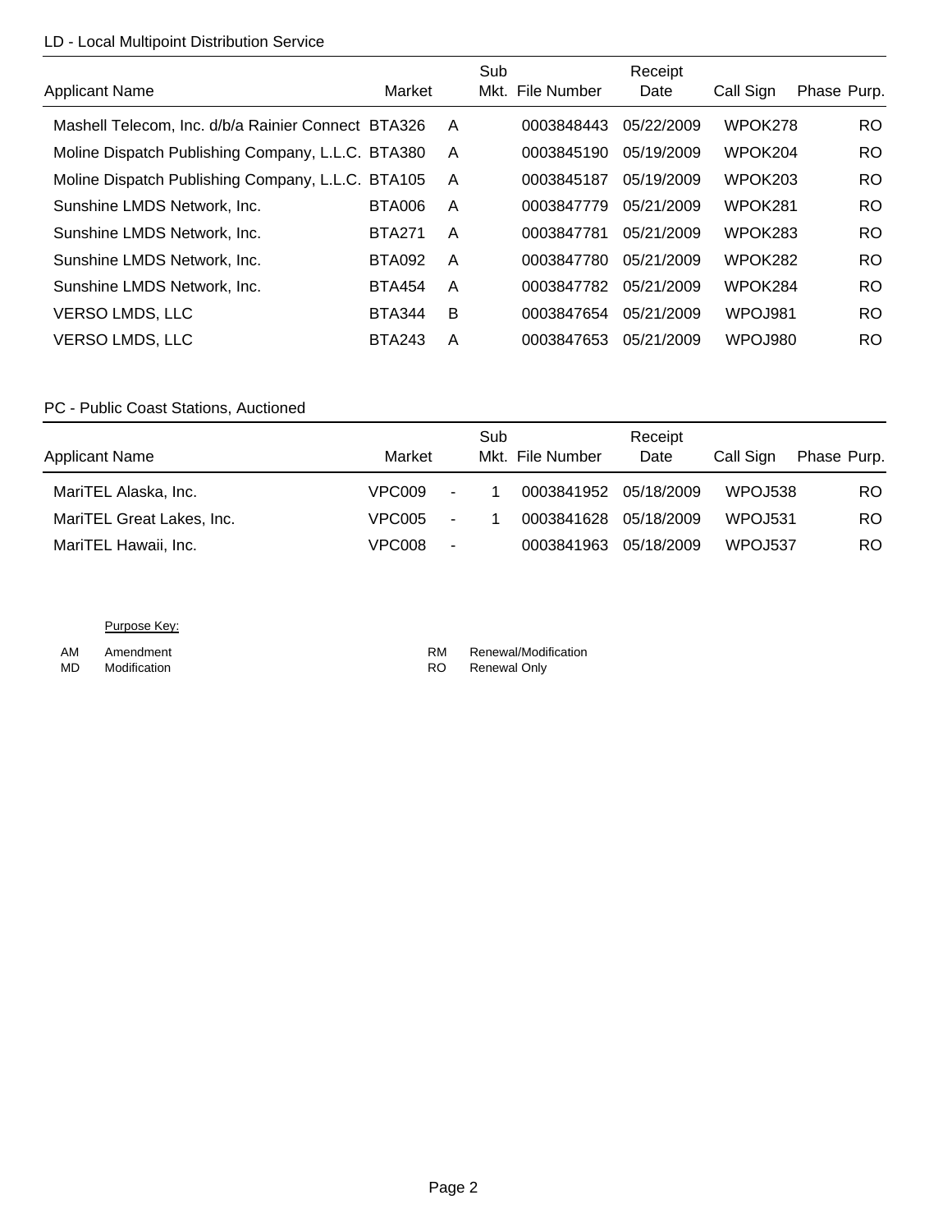LD - Local Multipoint Distribution Service

| Applicant Name | Market | | Sub Mkt. | File Number | Receipt Date | Call Sign | Phase | Purp. |
|---|---|---|---|---|---|---|---|---|
| Mashell Telecom, Inc. d/b/a Rainier Connect | BTA326 | A | | 0003848443 | 05/22/2009 | WPOK278 | | RO |
| Moline Dispatch Publishing Company, L.L.C. | BTA380 | A | | 0003845190 | 05/19/2009 | WPOK204 | | RO |
| Moline Dispatch Publishing Company, L.L.C. | BTA105 | A | | 0003845187 | 05/19/2009 | WPOK203 | | RO |
| Sunshine LMDS Network, Inc. | BTA006 | A | | 0003847779 | 05/21/2009 | WPOK281 | | RO |
| Sunshine LMDS Network, Inc. | BTA271 | A | | 0003847781 | 05/21/2009 | WPOK283 | | RO |
| Sunshine LMDS Network, Inc. | BTA092 | A | | 0003847780 | 05/21/2009 | WPOK282 | | RO |
| Sunshine LMDS Network, Inc. | BTA454 | A | | 0003847782 | 05/21/2009 | WPOK284 | | RO |
| VERSO LMDS, LLC | BTA344 | B | | 0003847654 | 05/21/2009 | WPOJ981 | | RO |
| VERSO LMDS, LLC | BTA243 | A | | 0003847653 | 05/21/2009 | WPOJ980 | | RO |

PC - Public Coast Stations, Auctioned

| Applicant Name | Market | | Sub Mkt. | File Number | Receipt Date | Call Sign | Phase | Purp. |
|---|---|---|---|---|---|---|---|---|
| MariTEL Alaska, Inc. | VPC009 | - | 1 | 0003841952 | 05/18/2009 | WPOJ538 | | RO |
| MariTEL Great Lakes, Inc. | VPC005 | - | 1 | 0003841628 | 05/18/2009 | WPOJ531 | | RO |
| MariTEL Hawaii, Inc. | VPC008 | - | | 0003841963 | 05/18/2009 | WPOJ537 | | RO |

Purpose Key:

AM Amendment
MD Modification
RM Renewal/Modification
RO Renewal Only